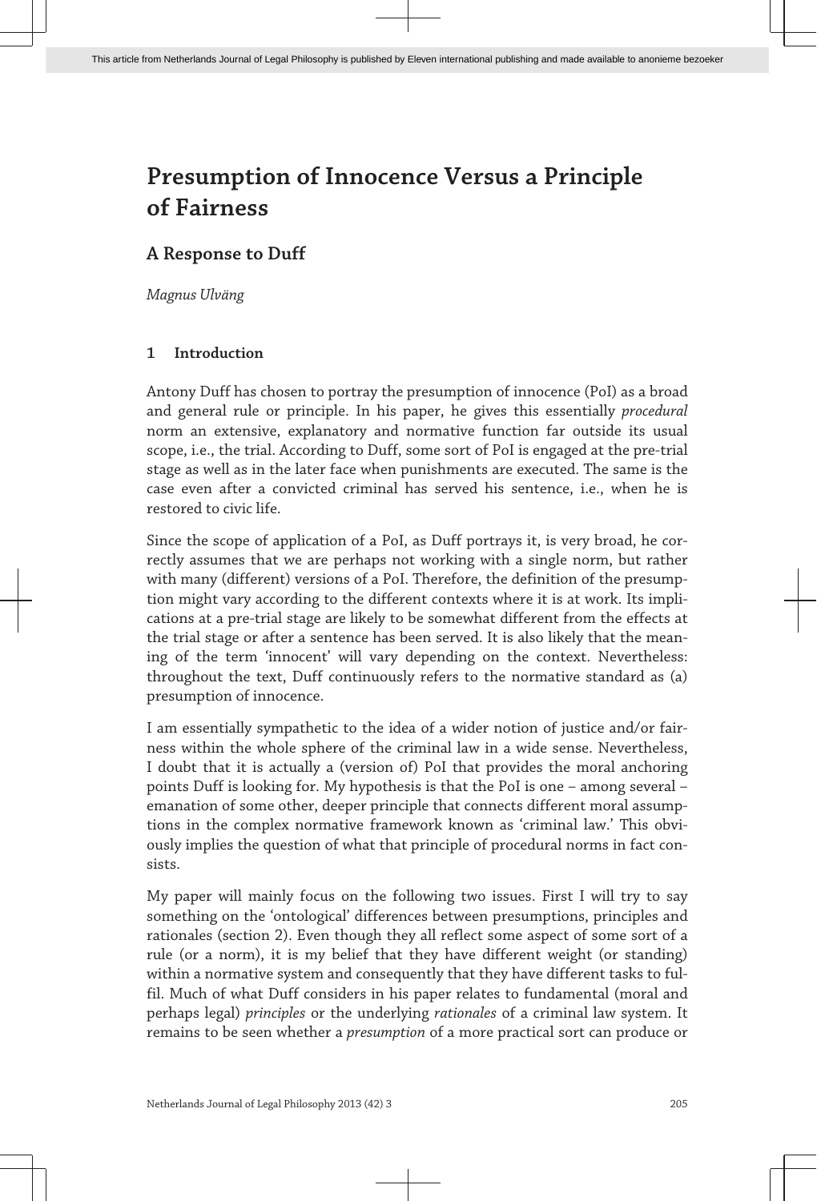# Presumption of Innocence Versus a Principle of Fairness

## A Response to Duff

*Magnus Ulväng*

### 1 Introduction

Antony Duff has chosen to portray the presumption of innocence (PoI) as a broad and general rule or principle. In his paper, he gives this essentially *procedural* norm an extensive, explanatory and normative function far outside its usual scope, i.e., the trial. According to Duff, some sort of PoI is engaged at the pre-trial stage as well as in the later face when punishments are executed. The same is the case even after a convicted criminal has served his sentence, i.e., when he is restored to civic life.

Since the scope of application of a PoI, as Duff portrays it, is very broad, he correctly assumes that we are perhaps not working with a single norm, but rather with many (different) versions of a PoI. Therefore, the definition of the presumption might vary according to the different contexts where it is at work. Its implications at a pre-trial stage are likely to be somewhat different from the effects at the trial stage or after a sentence has been served. It is also likely that the meaning of the term 'innocent' will vary depending on the context. Nevertheless: throughout the text, Duff continuously refers to the normative standard as (a) presumption of innocence.

I am essentially sympathetic to the idea of a wider notion of justice and/or fairness within the whole sphere of the criminal law in a wide sense. Nevertheless, I doubt that it is actually a (version of) PoI that provides the moral anchoring points Duff is looking for. My hypothesis is that the PoI is one – among several – emanation of some other, deeper principle that connects different moral assumptions in the complex normative framework known as 'criminal law.' This obviously implies the question of what that principle of procedural norms in fact consists.

My paper will mainly focus on the following two issues. First I will try to say something on the 'ontological' differences between presumptions, principles and rationales (section 2). Even though they all reflect some aspect of some sort of a rule (or a norm), it is my belief that they have different weight (or standing) within a normative system and consequently that they have different tasks to fulfil. Much of what Duff considers in his paper relates to fundamental (moral and perhaps legal) *principles* or the underlying *rationales* of a criminal law system. It remains to be seen whether a *presumption* of a more practical sort can produce or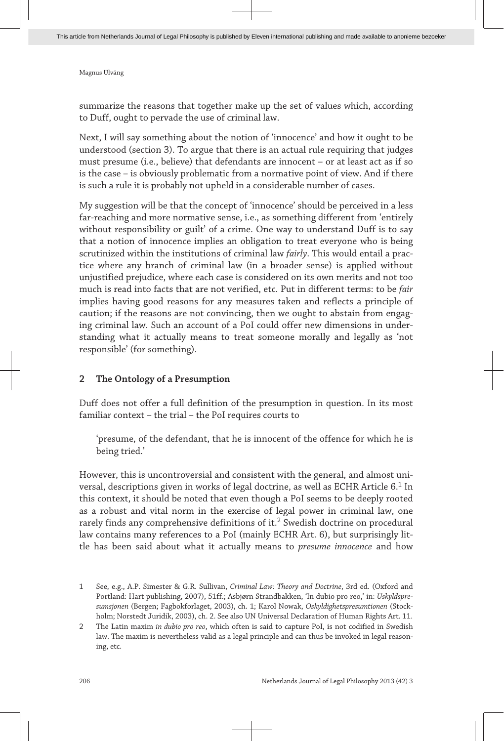summarize the reasons that together make up the set of values which, according to Duff, ought to pervade the use of criminal law.

Next, I will say something about the notion of 'innocence' and how it ought to be understood (section 3). To argue that there is an actual rule requiring that judges must presume (i.e., believe) that defendants are innocent – or at least act as if so is the case – is obviously problematic from a normative point of view. And if there is such a rule it is probably not upheld in a considerable number of cases.

My suggestion will be that the concept of 'innocence' should be perceived in a less far-reaching and more normative sense, i.e., as something different from 'entirely without responsibility or guilt' of a crime. One way to understand Duff is to say that a notion of innocence implies an obligation to treat everyone who is being scrutinized within the institutions of criminal law *fairly*. This would entail a practice where any branch of criminal law (in a broader sense) is applied without unjustified prejudice, where each case is considered on its own merits and not too much is read into facts that are not verified, etc. Put in different terms: to be *fair* implies having good reasons for any measures taken and reflects a principle of caution; if the reasons are not convincing, then we ought to abstain from engaging criminal law. Such an account of a PoI could offer new dimensions in understanding what it actually means to treat someone morally and legally as 'not responsible' (for something).

## 2 The Ontology of a Presumption

Duff does not offer a full definition of the presumption in question. In its most familiar context – the trial – the PoI requires courts to

> 'presume, of the defendant, that he is innocent of the offence for which he is being tried.'

However, this is uncontroversial and consistent with the general, and almost universal, descriptions given in works of legal doctrine, as well as ECHR Article 6.[1] In this context, it should be noted that even though a PoI seems to be deeply rooted as a robust and vital norm in the exercise of legal power in criminal law, one rarely finds any comprehensive definitions of it.[2] Swedish doctrine on procedural law contains many references to a PoI (mainly ECHR Art. 6), but surprisingly little has been said about what it actually means to *presume innocence* and how

---

1 See, e.g., A.P. Simester & G.R. Sullivan, *Criminal Law: Theory and Doctrine*, 3rd ed. (Oxford and Portland: Hart publishing, 2007), 51ff.; Asbjørn Strandbakken, 'In dubio pro reo,' in: *Uskyldspresumsjonen* (Bergen; Fagbokforlaget, 2003), ch. 1; Karol Nowak, *Oskyldighetspresumtionen* (Stockholm; Norstedt Juridik, 2003), ch. 2. See also UN Universal Declaration of Human Rights Art. 11.

2 The Latin maxim *in dubio pro reo*, which often is said to capture PoI, is not codified in Swedish law. The maxim is nevertheless valid as a legal principle and can thus be invoked in legal reasoning, etc.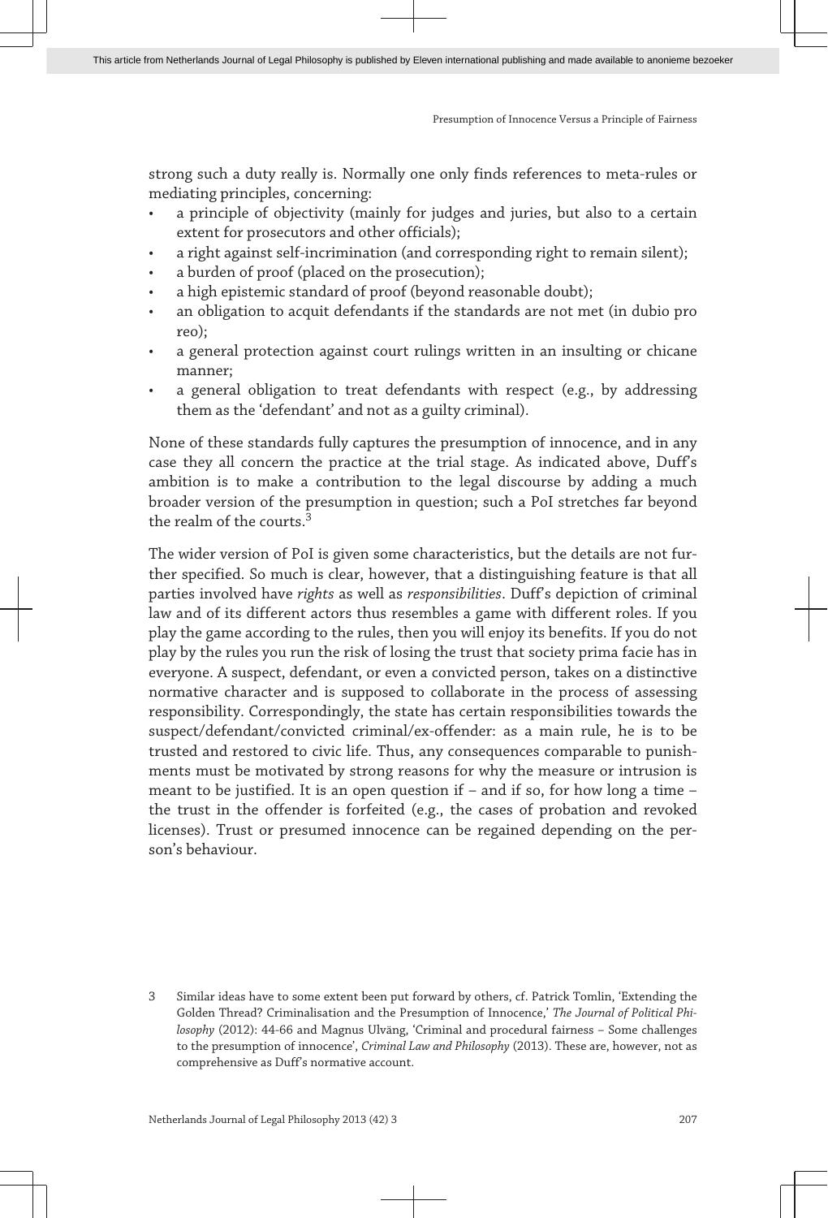strong such a duty really is. Normally one only finds references to meta-rules or mediating principles, concerning:

- a principle of objectivity (mainly for judges and juries, but also to a certain extent for prosecutors and other officials);
- a right against self-incrimination (and corresponding right to remain silent);
- a burden of proof (placed on the prosecution);
- a high epistemic standard of proof (beyond reasonable doubt);
- an obligation to acquit defendants if the standards are not met (in dubio pro reo);
- a general protection against court rulings written in an insulting or chicane manner;
- a general obligation to treat defendants with respect (e.g., by addressing them as the 'defendant' and not as a guilty criminal).

None of these standards fully captures the presumption of innocence, and in any case they all concern the practice at the trial stage. As indicated above, Duff's ambition is to make a contribution to the legal discourse by adding a much broader version of the presumption in question; such a PoI stretches far beyond the realm of the courts.[3]

The wider version of PoI is given some characteristics, but the details are not further specified. So much is clear, however, that a distinguishing feature is that all parties involved have *rights* as well as *responsibilities*. Duff's depiction of criminal law and of its different actors thus resembles a game with different roles. If you play the game according to the rules, then you will enjoy its benefits. If you do not play by the rules you run the risk of losing the trust that society prima facie has in everyone. A suspect, defendant, or even a convicted person, takes on a distinctive normative character and is supposed to collaborate in the process of assessing responsibility. Correspondingly, the state has certain responsibilities towards the suspect/defendant/convicted criminal/ex-offender: as a main rule, he is to be trusted and restored to civic life. Thus, any consequences comparable to punishments must be motivated by strong reasons for why the measure or intrusion is meant to be justified. It is an open question if – and if so, for how long a time – the trust in the offender is forfeited (e.g., the cases of probation and revoked licenses). Trust or presumed innocence can be regained depending on the person's behaviour.

3 Similar ideas have to some extent been put forward by others, cf. Patrick Tomlin, 'Extending the Golden Thread? Criminalisation and the Presumption of Innocence,' *The Journal of Political Philosophy* (2012): 44-66 and Magnus Ulväng, 'Criminal and procedural fairness – Some challenges to the presumption of innocence', *Criminal Law and Philosophy* (2013). These are, however, not as comprehensive as Duff's normative account.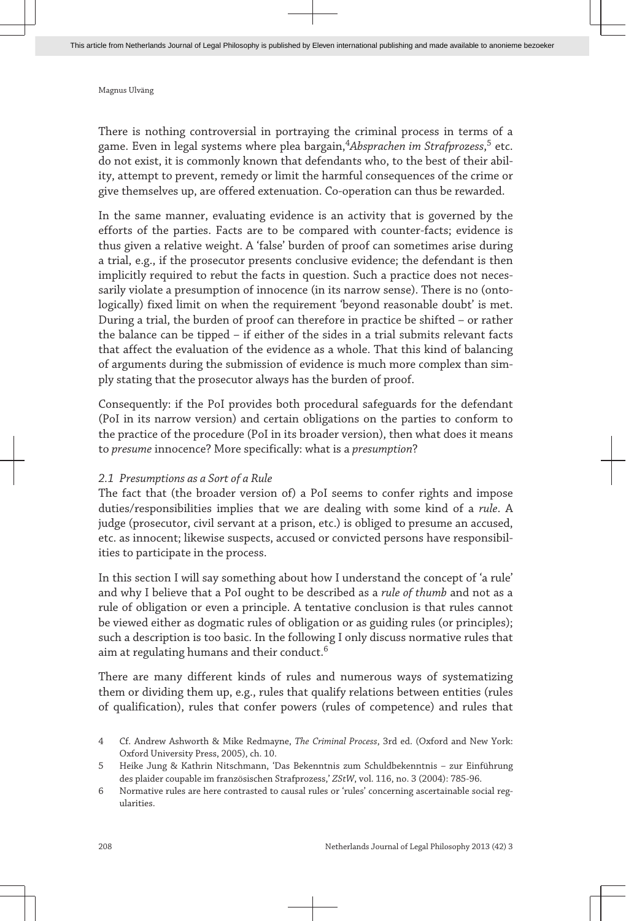There is nothing controversial in portraying the criminal process in terms of a game. Even in legal systems where plea bargain,[4]*Absprachen im Strafprozess*,[5] etc. do not exist, it is commonly known that defendants who, to the best of their ability, attempt to prevent, remedy or limit the harmful consequences of the crime or give themselves up, are offered extenuation. Co-operation can thus be rewarded.

In the same manner, evaluating evidence is an activity that is governed by the efforts of the parties. Facts are to be compared with counter-facts; evidence is thus given a relative weight. A 'false' burden of proof can sometimes arise during a trial, e.g., if the prosecutor presents conclusive evidence; the defendant is then implicitly required to rebut the facts in question. Such a practice does not necessarily violate a presumption of innocence (in its narrow sense). There is no (ontologically) fixed limit on when the requirement 'beyond reasonable doubt' is met. During a trial, the burden of proof can therefore in practice be shifted – or rather the balance can be tipped – if either of the sides in a trial submits relevant facts that affect the evaluation of the evidence as a whole. That this kind of balancing of arguments during the submission of evidence is much more complex than simply stating that the prosecutor always has the burden of proof.

Consequently: if the PoI provides both procedural safeguards for the defendant (PoI in its narrow version) and certain obligations on the parties to conform to the practice of the procedure (PoI in its broader version), then what does it means to *presume* innocence? More specifically: what is a *presumption*?

### *2.1 Presumptions as a Sort of a Rule*

The fact that (the broader version of) a PoI seems to confer rights and impose duties/responsibilities implies that we are dealing with some kind of a *rule*. A judge (prosecutor, civil servant at a prison, etc.) is obliged to presume an accused, etc. as innocent; likewise suspects, accused or convicted persons have responsibilities to participate in the process.

In this section I will say something about how I understand the concept of 'a rule' and why I believe that a PoI ought to be described as a *rule of thumb* and not as a rule of obligation or even a principle. A tentative conclusion is that rules cannot be viewed either as dogmatic rules of obligation or as guiding rules (or principles); such a description is too basic. In the following I only discuss normative rules that aim at regulating humans and their conduct.[6]

There are many different kinds of rules and numerous ways of systematizing them or dividing them up, e.g., rules that qualify relations between entities (rules of qualification), rules that confer powers (rules of competence) and rules that

---

4 Cf. Andrew Ashworth & Mike Redmayne, *The Criminal Process*, 3rd ed. (Oxford and New York: Oxford University Press, 2005), ch. 10.

5 Heike Jung & Kathrin Nitschmann, 'Das Bekenntnis zum Schuldbekenntnis – zur Einführung des plaider coupable im französischen Strafprozess,' *ZStW*, vol. 116, no. 3 (2004): 785-96.

6 Normative rules are here contrasted to causal rules or 'rules' concerning ascertainable social regularities.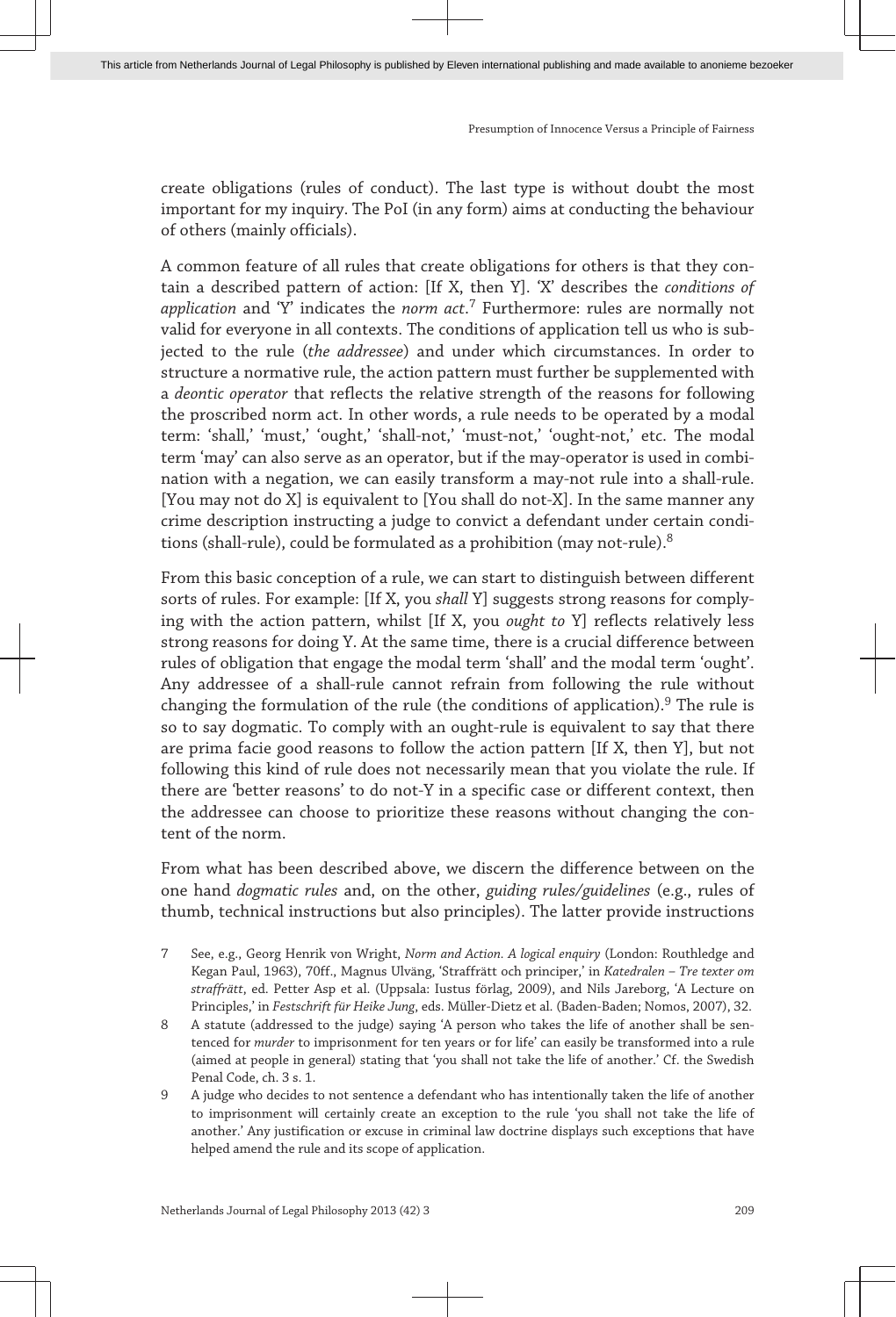create obligations (rules of conduct). The last type is without doubt the most important for my inquiry. The PoI (in any form) aims at conducting the behaviour of others (mainly officials).

A common feature of all rules that create obligations for others is that they contain a described pattern of action: [If X, then Y]. 'X' describes the *conditions of application* and 'Y' indicates the *norm act*.[7] Furthermore: rules are normally not valid for everyone in all contexts. The conditions of application tell us who is subjected to the rule (*the addressee*) and under which circumstances. In order to structure a normative rule, the action pattern must further be supplemented with a *deontic operator* that reflects the relative strength of the reasons for following the proscribed norm act. In other words, a rule needs to be operated by a modal term: 'shall,' 'must,' 'ought,' 'shall-not,' 'must-not,' 'ought-not,' etc. The modal term 'may' can also serve as an operator, but if the may-operator is used in combination with a negation, we can easily transform a may-not rule into a shall-rule. [You may not do X] is equivalent to [You shall do not-X]. In the same manner any crime description instructing a judge to convict a defendant under certain conditions (shall-rule), could be formulated as a prohibition (may not-rule).[8]

From this basic conception of a rule, we can start to distinguish between different sorts of rules. For example: [If X, you *shall* Y] suggests strong reasons for complying with the action pattern, whilst [If X, you *ought to* Y] reflects relatively less strong reasons for doing Y. At the same time, there is a crucial difference between rules of obligation that engage the modal term 'shall' and the modal term 'ought'. Any addressee of a shall-rule cannot refrain from following the rule without changing the formulation of the rule (the conditions of application).[9] The rule is so to say dogmatic. To comply with an ought-rule is equivalent to say that there are prima facie good reasons to follow the action pattern [If X, then Y], but not following this kind of rule does not necessarily mean that you violate the rule. If there are 'better reasons' to do not-Y in a specific case or different context, then the addressee can choose to prioritize these reasons without changing the content of the norm.

From what has been described above, we discern the difference between on the one hand *dogmatic rules* and, on the other, *guiding rules/guidelines* (e.g., rules of thumb, technical instructions but also principles). The latter provide instructions

---

7 See, e.g., Georg Henrik von Wright, *Norm and Action. A logical enquiry* (London: Routhledge and Kegan Paul, 1963), 70ff., Magnus Ulväng, 'Straffrätt och principer,' in *Katedralen – Tre texter om straffrätt*, ed. Petter Asp et al. (Uppsala: Iustus förlag, 2009), and Nils Jareborg, 'A Lecture on Principles,' in *Festschrift für Heike Jung*, eds. Müller-Dietz et al. (Baden-Baden; Nomos, 2007), 32.

8 A statute (addressed to the judge) saying 'A person who takes the life of another shall be sentenced for *murder* to imprisonment for ten years or for life' can easily be transformed into a rule (aimed at people in general) stating that 'you shall not take the life of another.' Cf. the Swedish Penal Code, ch. 3 s. 1.

9 A judge who decides to not sentence a defendant who has intentionally taken the life of another to imprisonment will certainly create an exception to the rule 'you shall not take the life of another.' Any justification or excuse in criminal law doctrine displays such exceptions that have helped amend the rule and its scope of application.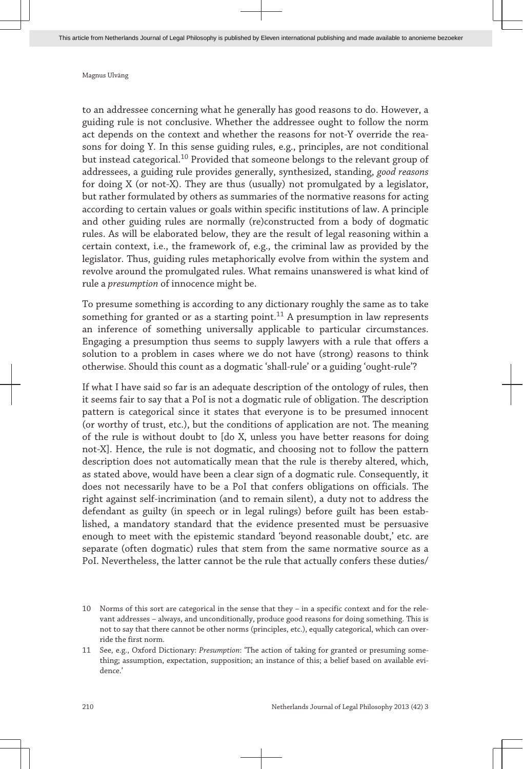to an addressee concerning what he generally has good reasons to do. However, a guiding rule is not conclusive. Whether the addressee ought to follow the norm act depends on the context and whether the reasons for not-Y override the reasons for doing Y. In this sense guiding rules, e.g., principles, are not conditional but instead categorical.[10] Provided that someone belongs to the relevant group of addressees, a guiding rule provides generally, synthesized, standing, *good reasons* for doing X (or not-X). They are thus (usually) not promulgated by a legislator, but rather formulated by others as summaries of the normative reasons for acting according to certain values or goals within specific institutions of law. A principle and other guiding rules are normally (re)constructed from a body of dogmatic rules. As will be elaborated below, they are the result of legal reasoning within a certain context, i.e., the framework of, e.g., the criminal law as provided by the legislator. Thus, guiding rules metaphorically evolve from within the system and revolve around the promulgated rules. What remains unanswered is what kind of rule a *presumption* of innocence might be.

To presume something is according to any dictionary roughly the same as to take something for granted or as a starting point.[11] A presumption in law represents an inference of something universally applicable to particular circumstances. Engaging a presumption thus seems to supply lawyers with a rule that offers a solution to a problem in cases where we do not have (strong) reasons to think otherwise. Should this count as a dogmatic 'shall-rule' or a guiding 'ought-rule'?

If what I have said so far is an adequate description of the ontology of rules, then it seems fair to say that a PoI is not a dogmatic rule of obligation. The description pattern is categorical since it states that everyone is to be presumed innocent (or worthy of trust, etc.), but the conditions of application are not. The meaning of the rule is without doubt to [do X, unless you have better reasons for doing not-X]. Hence, the rule is not dogmatic, and choosing not to follow the pattern description does not automatically mean that the rule is thereby altered, which, as stated above, would have been a clear sign of a dogmatic rule. Consequently, it does not necessarily have to be a PoI that confers obligations on officials. The right against self-incrimination (and to remain silent), a duty not to address the defendant as guilty (in speech or in legal rulings) before guilt has been established, a mandatory standard that the evidence presented must be persuasive enough to meet with the epistemic standard 'beyond reasonable doubt,' etc. are separate (often dogmatic) rules that stem from the same normative source as a PoI. Nevertheless, the latter cannot be the rule that actually confers these duties/

---

10 Norms of this sort are categorical in the sense that they – in a specific context and for the relevant addresses – always, and unconditionally, produce good reasons for doing something. This is not to say that there cannot be other norms (principles, etc.), equally categorical, which can override the first norm.

11 See, e.g., Oxford Dictionary: *Presumption*: 'The action of taking for granted or presuming something; assumption, expectation, supposition; an instance of this; a belief based on available evidence.'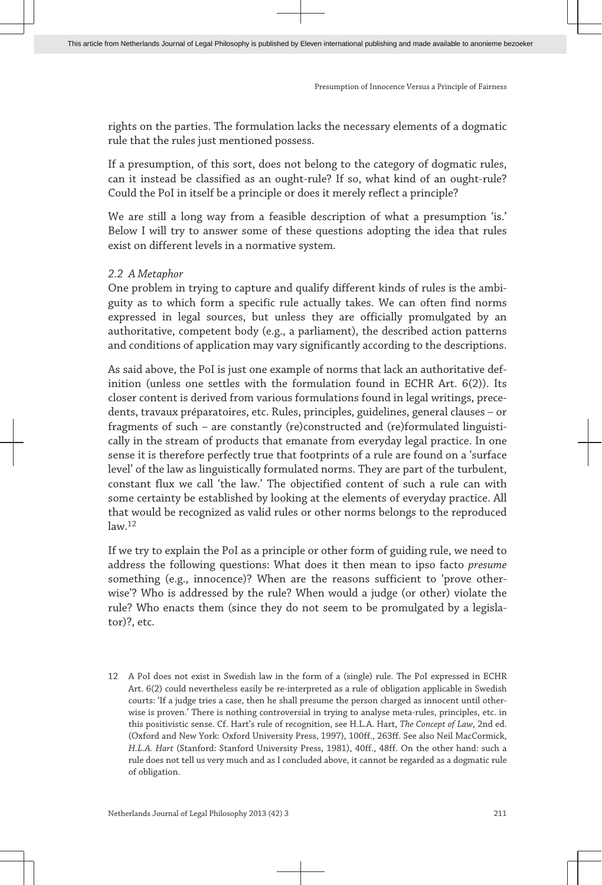rights on the parties. The formulation lacks the necessary elements of a dogmatic rule that the rules just mentioned possess.

If a presumption, of this sort, does not belong to the category of dogmatic rules, can it instead be classified as an ought-rule? If so, what kind of an ought-rule? Could the PoI in itself be a principle or does it merely reflect a principle?

We are still a long way from a feasible description of what a presumption 'is.' Below I will try to answer some of these questions adopting the idea that rules exist on different levels in a normative system.

### *2.2 A Metaphor*

One problem in trying to capture and qualify different kinds of rules is the ambiguity as to which form a specific rule actually takes. We can often find norms expressed in legal sources, but unless they are officially promulgated by an authoritative, competent body (e.g., a parliament), the described action patterns and conditions of application may vary significantly according to the descriptions.

As said above, the PoI is just one example of norms that lack an authoritative definition (unless one settles with the formulation found in ECHR Art. 6(2)). Its closer content is derived from various formulations found in legal writings, precedents, travaux préparatoires, etc. Rules, principles, guidelines, general clauses – or fragments of such – are constantly (re)constructed and (re)formulated linguistically in the stream of products that emanate from everyday legal practice. In one sense it is therefore perfectly true that footprints of a rule are found on a 'surface level' of the law as linguistically formulated norms. They are part of the turbulent, constant flux we call 'the law.' The objectified content of such a rule can with some certainty be established by looking at the elements of everyday practice. All that would be recognized as valid rules or other norms belongs to the reproduced law.[12]

If we try to explain the PoI as a principle or other form of guiding rule, we need to address the following questions: What does it then mean to ipso facto *presume* something (e.g., innocence)? When are the reasons sufficient to 'prove otherwise'? Who is addressed by the rule? When would a judge (or other) violate the rule? Who enacts them (since they do not seem to be promulgated by a legislator)?, etc.

12 A PoI does not exist in Swedish law in the form of a (single) rule. The PoI expressed in ECHR Art. 6(2) could nevertheless easily be re-interpreted as a rule of obligation applicable in Swedish courts: 'If a judge tries a case, then he shall presume the person charged as innocent until otherwise is proven.' There is nothing controversial in trying to analyse meta-rules, principles, etc. in this positivistic sense. Cf. Hart's rule of recognition, see H.L.A. Hart, *The Concept of Law*, 2nd ed. (Oxford and New York: Oxford University Press, 1997), 100ff., 263ff. See also Neil MacCormick, *H.L.A. Hart* (Stanford: Stanford University Press, 1981), 40ff., 48ff. On the other hand: such a rule does not tell us very much and as I concluded above, it cannot be regarded as a dogmatic rule of obligation.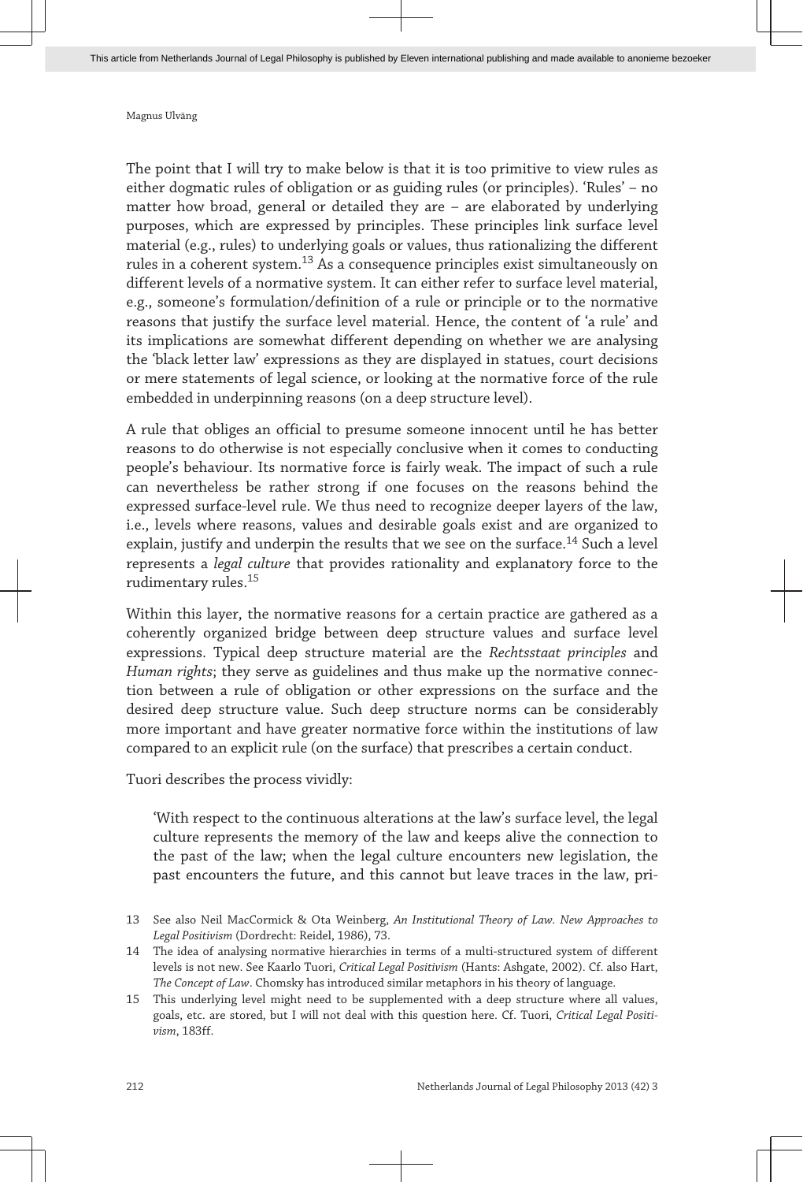The point that I will try to make below is that it is too primitive to view rules as either dogmatic rules of obligation or as guiding rules (or principles). 'Rules' – no matter how broad, general or detailed they are – are elaborated by underlying purposes, which are expressed by principles. These principles link surface level material (e.g., rules) to underlying goals or values, thus rationalizing the different rules in a coherent system.[13] As a consequence principles exist simultaneously on different levels of a normative system. It can either refer to surface level material, e.g., someone's formulation/definition of a rule or principle or to the normative reasons that justify the surface level material. Hence, the content of 'a rule' and its implications are somewhat different depending on whether we are analysing the 'black letter law' expressions as they are displayed in statues, court decisions or mere statements of legal science, or looking at the normative force of the rule embedded in underpinning reasons (on a deep structure level).

A rule that obliges an official to presume someone innocent until he has better reasons to do otherwise is not especially conclusive when it comes to conducting people's behaviour. Its normative force is fairly weak. The impact of such a rule can nevertheless be rather strong if one focuses on the reasons behind the expressed surface-level rule. We thus need to recognize deeper layers of the law, i.e., levels where reasons, values and desirable goals exist and are organized to explain, justify and underpin the results that we see on the surface.[14] Such a level represents a *legal culture* that provides rationality and explanatory force to the rudimentary rules.[15]

Within this layer, the normative reasons for a certain practice are gathered as a coherently organized bridge between deep structure values and surface level expressions. Typical deep structure material are the *Rechtsstaat principles* and *Human rights*; they serve as guidelines and thus make up the normative connection between a rule of obligation or other expressions on the surface and the desired deep structure value. Such deep structure norms can be considerably more important and have greater normative force within the institutions of law compared to an explicit rule (on the surface) that prescribes a certain conduct.

Tuori describes the process vividly:

> 'With respect to the continuous alterations at the law's surface level, the legal culture represents the memory of the law and keeps alive the connection to the past of the law; when the legal culture encounters new legislation, the past encounters the future, and this cannot but leave traces in the law, pri-

---

13 See also Neil MacCormick & Ota Weinberg, *An Institutional Theory of Law. New Approaches to Legal Positivism* (Dordrecht: Reidel, 1986), 73.

14 The idea of analysing normative hierarchies in terms of a multi-structured system of different levels is not new. See Kaarlo Tuori, *Critical Legal Positivism* (Hants: Ashgate, 2002). Cf. also Hart, *The Concept of Law*. Chomsky has introduced similar metaphors in his theory of language.

15 This underlying level might need to be supplemented with a deep structure where all values, goals, etc. are stored, but I will not deal with this question here. Cf. Tuori, *Critical Legal Positivism*, 183ff.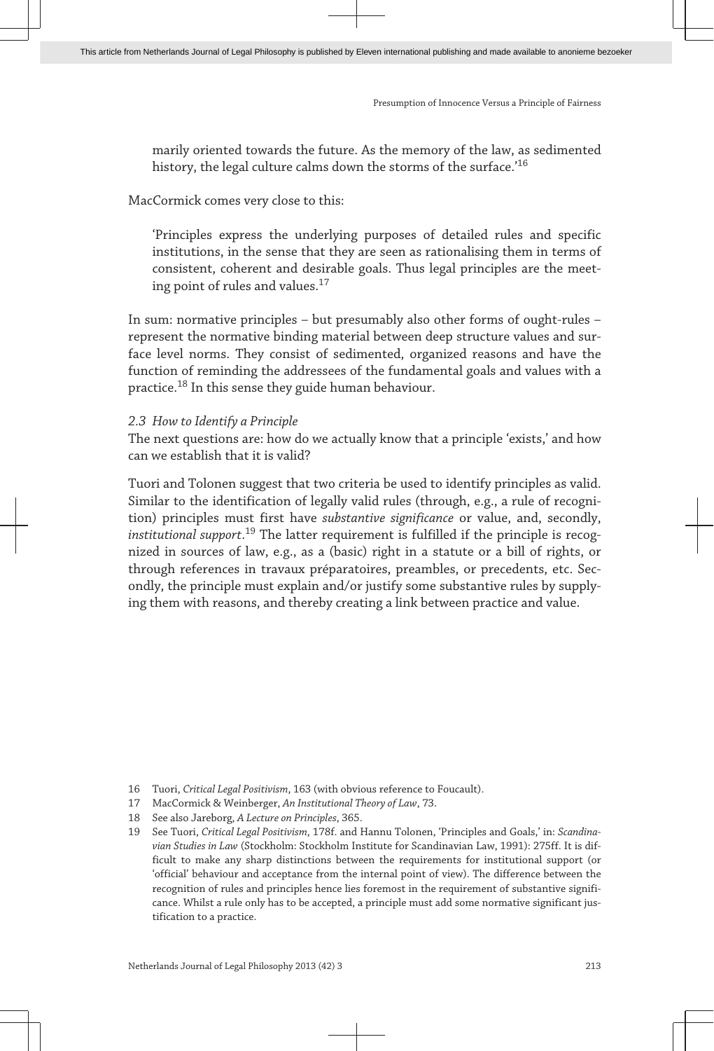marily oriented towards the future. As the memory of the law, as sedimented history, the legal culture calms down the storms of the surface.'[16]

MacCormick comes very close to this:

> 'Principles express the underlying purposes of detailed rules and specific institutions, in the sense that they are seen as rationalising them in terms of consistent, coherent and desirable goals. Thus legal principles are the meeting point of rules and values.[17]

In sum: normative principles – but presumably also other forms of ought-rules – represent the normative binding material between deep structure values and surface level norms. They consist of sedimented, organized reasons and have the function of reminding the addressees of the fundamental goals and values with a practice.[18] In this sense they guide human behaviour.

### *2.3 How to Identify a Principle*

The next questions are: how do we actually know that a principle 'exists,' and how can we establish that it is valid?

Tuori and Tolonen suggest that two criteria be used to identify principles as valid. Similar to the identification of legally valid rules (through, e.g., a rule of recognition) principles must first have *substantive significance* or value, and, secondly, *institutional support*.[19] The latter requirement is fulfilled if the principle is recognized in sources of law, e.g., as a (basic) right in a statute or a bill of rights, or through references in travaux préparatoires, preambles, or precedents, etc. Secondly, the principle must explain and/or justify some substantive rules by supplying them with reasons, and thereby creating a link between practice and value.

16 Tuori, *Critical Legal Positivism*, 163 (with obvious reference to Foucault).

17 MacCormick & Weinberger, *An Institutional Theory of Law*, 73.

18 See also Jareborg, *A Lecture on Principles*, 365.

19 See Tuori, *Critical Legal Positivism*, 178f. and Hannu Tolonen, 'Principles and Goals,' in: *Scandinavian Studies in Law* (Stockholm: Stockholm Institute for Scandinavian Law, 1991): 275ff. It is difficult to make any sharp distinctions between the requirements for institutional support (or 'official' behaviour and acceptance from the internal point of view). The difference between the recognition of rules and principles hence lies foremost in the requirement of substantive significance. Whilst a rule only has to be accepted, a principle must add some normative significant justification to a practice.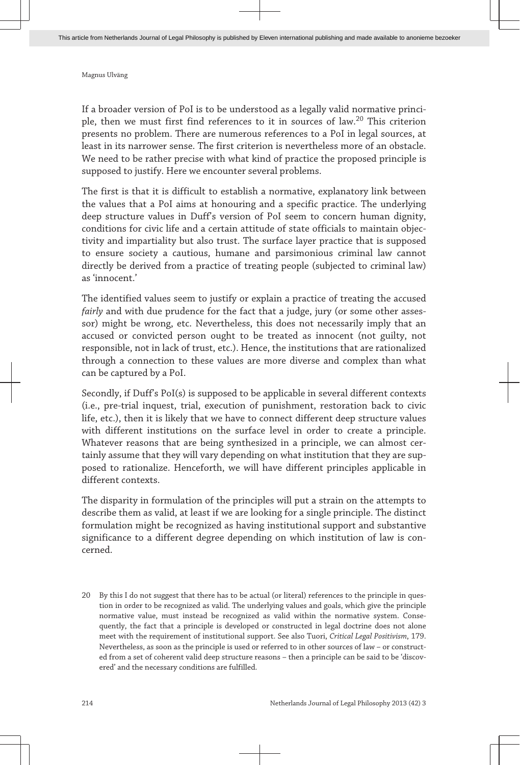If a broader version of PoI is to be understood as a legally valid normative principle, then we must first find references to it in sources of law.[20] This criterion presents no problem. There are numerous references to a PoI in legal sources, at least in its narrower sense. The first criterion is nevertheless more of an obstacle. We need to be rather precise with what kind of practice the proposed principle is supposed to justify. Here we encounter several problems.

The first is that it is difficult to establish a normative, explanatory link between the values that a PoI aims at honouring and a specific practice. The underlying deep structure values in Duff's version of PoI seem to concern human dignity, conditions for civic life and a certain attitude of state officials to maintain objectivity and impartiality but also trust. The surface layer practice that is supposed to ensure society a cautious, humane and parsimonious criminal law cannot directly be derived from a practice of treating people (subjected to criminal law) as 'innocent.'

The identified values seem to justify or explain a practice of treating the accused *fairly* and with due prudence for the fact that a judge, jury (or some other assessor) might be wrong, etc. Nevertheless, this does not necessarily imply that an accused or convicted person ought to be treated as innocent (not guilty, not responsible, not in lack of trust, etc.). Hence, the institutions that are rationalized through a connection to these values are more diverse and complex than what can be captured by a PoI.

Secondly, if Duff's PoI(s) is supposed to be applicable in several different contexts (i.e., pre-trial inquest, trial, execution of punishment, restoration back to civic life, etc.), then it is likely that we have to connect different deep structure values with different institutions on the surface level in order to create a principle. Whatever reasons that are being synthesized in a principle, we can almost certainly assume that they will vary depending on what institution that they are supposed to rationalize. Henceforth, we will have different principles applicable in different contexts.

The disparity in formulation of the principles will put a strain on the attempts to describe them as valid, at least if we are looking for a single principle. The distinct formulation might be recognized as having institutional support and substantive significance to a different degree depending on which institution of law is concerned.

20 By this I do not suggest that there has to be actual (or literal) references to the principle in question in order to be recognized as valid. The underlying values and goals, which give the principle normative value, must instead be recognized as valid within the normative system. Consequently, the fact that a principle is developed or constructed in legal doctrine does not alone meet with the requirement of institutional support. See also Tuori, *Critical Legal Positivism*, 179. Nevertheless, as soon as the principle is used or referred to in other sources of law – or constructed from a set of coherent valid deep structure reasons – then a principle can be said to be 'discovered' and the necessary conditions are fulfilled.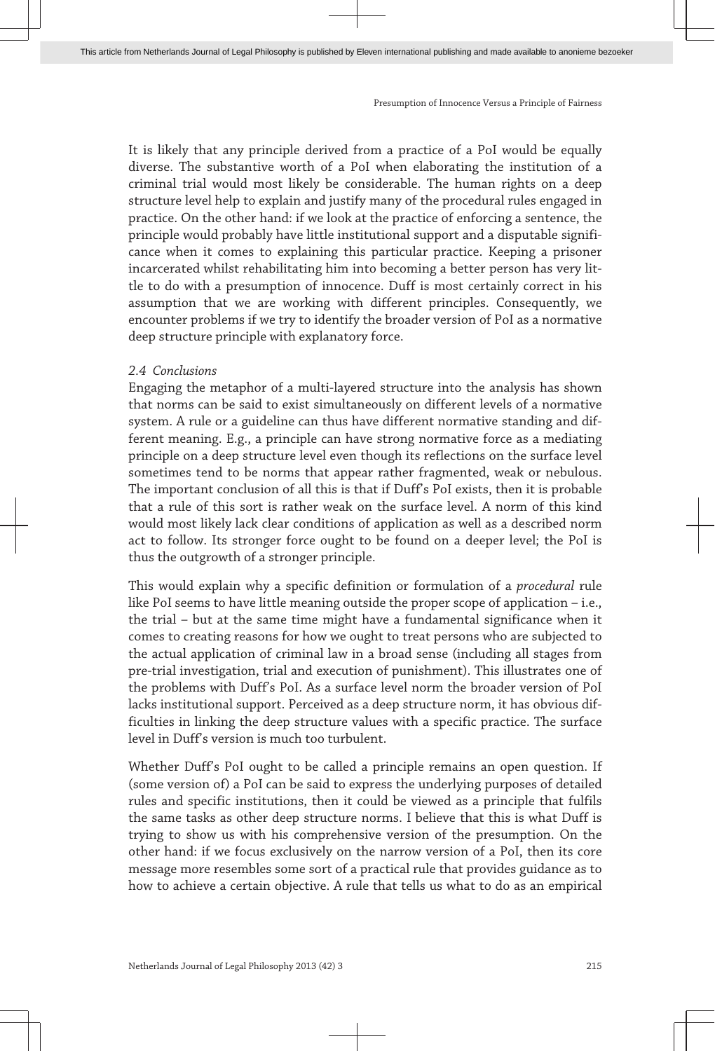It is likely that any principle derived from a practice of a PoI would be equally diverse. The substantive worth of a PoI when elaborating the institution of a criminal trial would most likely be considerable. The human rights on a deep structure level help to explain and justify many of the procedural rules engaged in practice. On the other hand: if we look at the practice of enforcing a sentence, the principle would probably have little institutional support and a disputable significance when it comes to explaining this particular practice. Keeping a prisoner incarcerated whilst rehabilitating him into becoming a better person has very little to do with a presumption of innocence. Duff is most certainly correct in his assumption that we are working with different principles. Consequently, we encounter problems if we try to identify the broader version of PoI as a normative deep structure principle with explanatory force.

### *2.4 Conclusions*

Engaging the metaphor of a multi-layered structure into the analysis has shown that norms can be said to exist simultaneously on different levels of a normative system. A rule or a guideline can thus have different normative standing and different meaning. E.g., a principle can have strong normative force as a mediating principle on a deep structure level even though its reflections on the surface level sometimes tend to be norms that appear rather fragmented, weak or nebulous. The important conclusion of all this is that if Duff's PoI exists, then it is probable that a rule of this sort is rather weak on the surface level. A norm of this kind would most likely lack clear conditions of application as well as a described norm act to follow. Its stronger force ought to be found on a deeper level; the PoI is thus the outgrowth of a stronger principle.

This would explain why a specific definition or formulation of a *procedural* rule like PoI seems to have little meaning outside the proper scope of application – i.e., the trial – but at the same time might have a fundamental significance when it comes to creating reasons for how we ought to treat persons who are subjected to the actual application of criminal law in a broad sense (including all stages from pre-trial investigation, trial and execution of punishment). This illustrates one of the problems with Duff's PoI. As a surface level norm the broader version of PoI lacks institutional support. Perceived as a deep structure norm, it has obvious difficulties in linking the deep structure values with a specific practice. The surface level in Duff's version is much too turbulent.

Whether Duff's PoI ought to be called a principle remains an open question. If (some version of) a PoI can be said to express the underlying purposes of detailed rules and specific institutions, then it could be viewed as a principle that fulfils the same tasks as other deep structure norms. I believe that this is what Duff is trying to show us with his comprehensive version of the presumption. On the other hand: if we focus exclusively on the narrow version of a PoI, then its core message more resembles some sort of a practical rule that provides guidance as to how to achieve a certain objective. A rule that tells us what to do as an empirical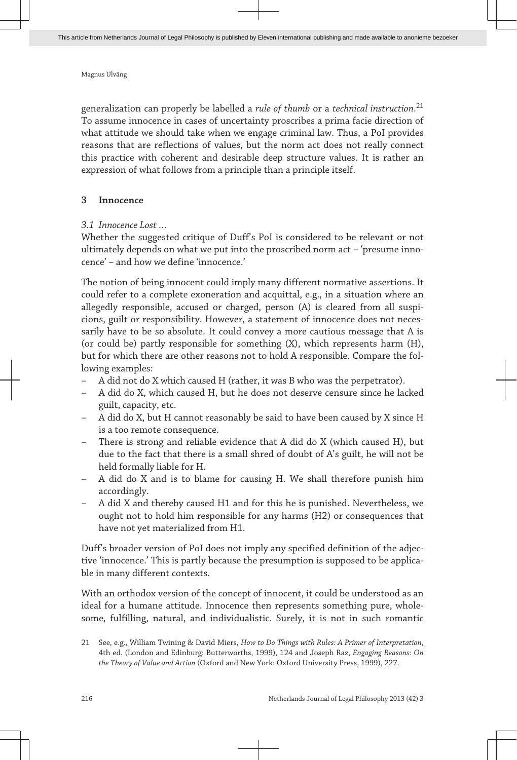generalization can properly be labelled a *rule of thumb* or a *technical instruction*.[21] To assume innocence in cases of uncertainty proscribes a prima facie direction of what attitude we should take when we engage criminal law. Thus, a PoI provides reasons that are reflections of values, but the norm act does not really connect this practice with coherent and desirable deep structure values. It is rather an expression of what follows from a principle than a principle itself.

## 3 Innocence

### *3.1 Innocence Lost …*

Whether the suggested critique of Duff's PoI is considered to be relevant or not ultimately depends on what we put into the proscribed norm act – 'presume innocence' – and how we define 'innocence.'

The notion of being innocent could imply many different normative assertions. It could refer to a complete exoneration and acquittal, e.g., in a situation where an allegedly responsible, accused or charged, person (A) is cleared from all suspicions, guilt or responsibility. However, a statement of innocence does not necessarily have to be so absolute. It could convey a more cautious message that A is (or could be) partly responsible for something (X), which represents harm (H), but for which there are other reasons not to hold A responsible. Compare the following examples:

- A did not do X which caused H (rather, it was B who was the perpetrator).
- A did do X, which caused H, but he does not deserve censure since he lacked guilt, capacity, etc.
- A did do X, but H cannot reasonably be said to have been caused by X since H is a too remote consequence.
- There is strong and reliable evidence that A did do X (which caused H), but due to the fact that there is a small shred of doubt of A's guilt, he will not be held formally liable for H.
- A did do X and is to blame for causing H. We shall therefore punish him accordingly.
- A did X and thereby caused H1 and for this he is punished. Nevertheless, we ought not to hold him responsible for any harms (H2) or consequences that have not yet materialized from H1.

Duff's broader version of PoI does not imply any specified definition of the adjective 'innocence.' This is partly because the presumption is supposed to be applicable in many different contexts.

With an orthodox version of the concept of innocent, it could be understood as an ideal for a humane attitude. Innocence then represents something pure, wholesome, fulfilling, natural, and individualistic. Surely, it is not in such romantic

---

21 See, e.g., William Twining & David Miers, *How to Do Things with Rules: A Primer of Interpretation*, 4th ed. (London and Edinburg: Butterworths, 1999), 124 and Joseph Raz, *Engaging Reasons: On the Theory of Value and Action* (Oxford and New York: Oxford University Press, 1999), 227.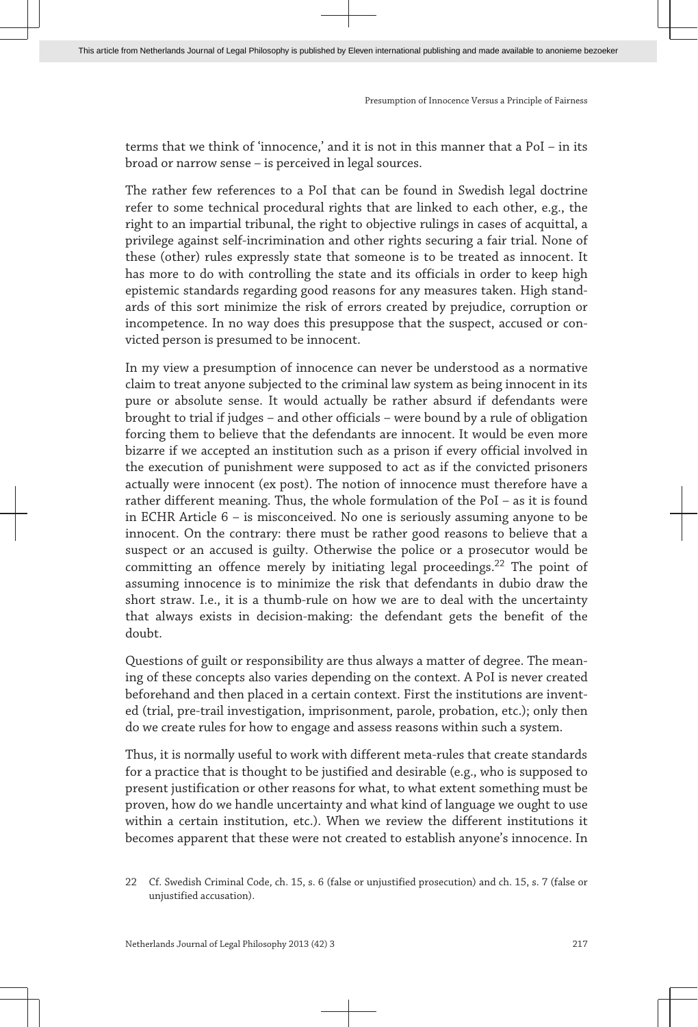terms that we think of 'innocence,' and it is not in this manner that a PoI – in its broad or narrow sense – is perceived in legal sources.

The rather few references to a PoI that can be found in Swedish legal doctrine refer to some technical procedural rights that are linked to each other, e.g., the right to an impartial tribunal, the right to objective rulings in cases of acquittal, a privilege against self-incrimination and other rights securing a fair trial. None of these (other) rules expressly state that someone is to be treated as innocent. It has more to do with controlling the state and its officials in order to keep high epistemic standards regarding good reasons for any measures taken. High standards of this sort minimize the risk of errors created by prejudice, corruption or incompetence. In no way does this presuppose that the suspect, accused or convicted person is presumed to be innocent.

In my view a presumption of innocence can never be understood as a normative claim to treat anyone subjected to the criminal law system as being innocent in its pure or absolute sense. It would actually be rather absurd if defendants were brought to trial if judges – and other officials – were bound by a rule of obligation forcing them to believe that the defendants are innocent. It would be even more bizarre if we accepted an institution such as a prison if every official involved in the execution of punishment were supposed to act as if the convicted prisoners actually were innocent (ex post). The notion of innocence must therefore have a rather different meaning. Thus, the whole formulation of the PoI – as it is found in ECHR Article 6 – is misconceived. No one is seriously assuming anyone to be innocent. On the contrary: there must be rather good reasons to believe that a suspect or an accused is guilty. Otherwise the police or a prosecutor would be committing an offence merely by initiating legal proceedings.[22] The point of assuming innocence is to minimize the risk that defendants in dubio draw the short straw. I.e., it is a thumb-rule on how we are to deal with the uncertainty that always exists in decision-making: the defendant gets the benefit of the doubt.

Questions of guilt or responsibility are thus always a matter of degree. The meaning of these concepts also varies depending on the context. A PoI is never created beforehand and then placed in a certain context. First the institutions are invented (trial, pre-trail investigation, imprisonment, parole, probation, etc.); only then do we create rules for how to engage and assess reasons within such a system.

Thus, it is normally useful to work with different meta-rules that create standards for a practice that is thought to be justified and desirable (e.g., who is supposed to present justification or other reasons for what, to what extent something must be proven, how do we handle uncertainty and what kind of language we ought to use within a certain institution, etc.). When we review the different institutions it becomes apparent that these were not created to establish anyone's innocence. In

22 Cf. Swedish Criminal Code, ch. 15, s. 6 (false or unjustified prosecution) and ch. 15, s. 7 (false or unjustified accusation).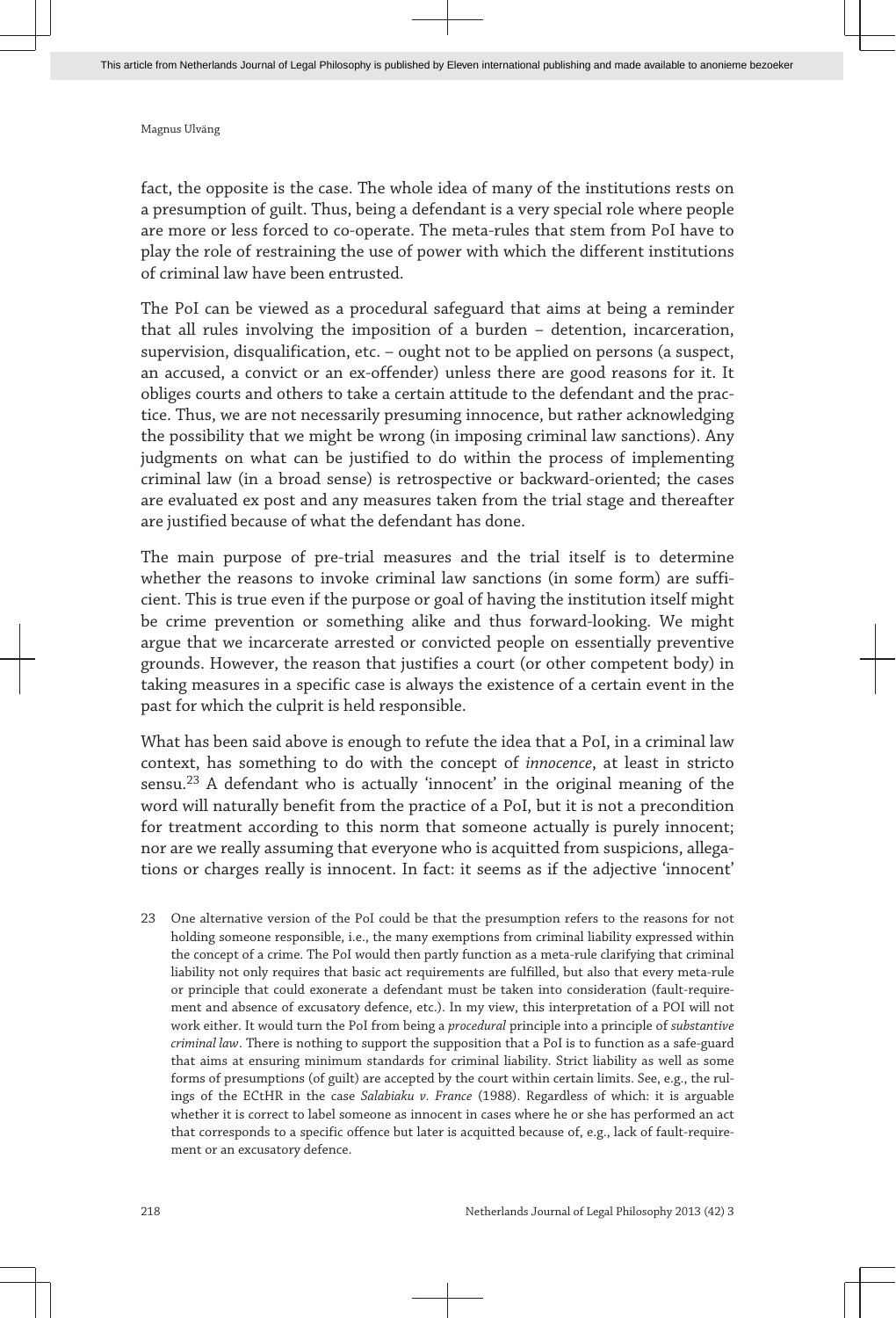fact, the opposite is the case. The whole idea of many of the institutions rests on a presumption of guilt. Thus, being a defendant is a very special role where people are more or less forced to co-operate. The meta-rules that stem from PoI have to play the role of restraining the use of power with which the different institutions of criminal law have been entrusted.

The PoI can be viewed as a procedural safeguard that aims at being a reminder that all rules involving the imposition of a burden – detention, incarceration, supervision, disqualification, etc. – ought not to be applied on persons (a suspect, an accused, a convict or an ex-offender) unless there are good reasons for it. It obliges courts and others to take a certain attitude to the defendant and the practice. Thus, we are not necessarily presuming innocence, but rather acknowledging the possibility that we might be wrong (in imposing criminal law sanctions). Any judgments on what can be justified to do within the process of implementing criminal law (in a broad sense) is retrospective or backward-oriented; the cases are evaluated ex post and any measures taken from the trial stage and thereafter are justified because of what the defendant has done.

The main purpose of pre-trial measures and the trial itself is to determine whether the reasons to invoke criminal law sanctions (in some form) are sufficient. This is true even if the purpose or goal of having the institution itself might be crime prevention or something alike and thus forward-looking. We might argue that we incarcerate arrested or convicted people on essentially preventive grounds. However, the reason that justifies a court (or other competent body) in taking measures in a specific case is always the existence of a certain event in the past for which the culprit is held responsible.

What has been said above is enough to refute the idea that a PoI, in a criminal law context, has something to do with the concept of *innocence*, at least in stricto sensu.[23] A defendant who is actually 'innocent' in the original meaning of the word will naturally benefit from the practice of a PoI, but it is not a precondition for treatment according to this norm that someone actually is purely innocent; nor are we really assuming that everyone who is acquitted from suspicions, allegations or charges really is innocent. In fact: it seems as if the adjective 'innocent'

23 One alternative version of the PoI could be that the presumption refers to the reasons for not holding someone responsible, i.e., the many exemptions from criminal liability expressed within the concept of a crime. The PoI would then partly function as a meta-rule clarifying that criminal liability not only requires that basic act requirements are fulfilled, but also that every meta-rule or principle that could exonerate a defendant must be taken into consideration (fault-requirement and absence of excusatory defence, etc.). In my view, this interpretation of a POI will not work either. It would turn the PoI from being a *procedural* principle into a principle of *substantive criminal law*. There is nothing to support the supposition that a PoI is to function as a safe-guard that aims at ensuring minimum standards for criminal liability. Strict liability as well as some forms of presumptions (of guilt) are accepted by the court within certain limits. See, e.g., the rulings of the ECtHR in the case *Salabiaku v. France* (1988). Regardless of which: it is arguable whether it is correct to label someone as innocent in cases where he or she has performed an act that corresponds to a specific offence but later is acquitted because of, e.g., lack of fault-requirement or an excusatory defence.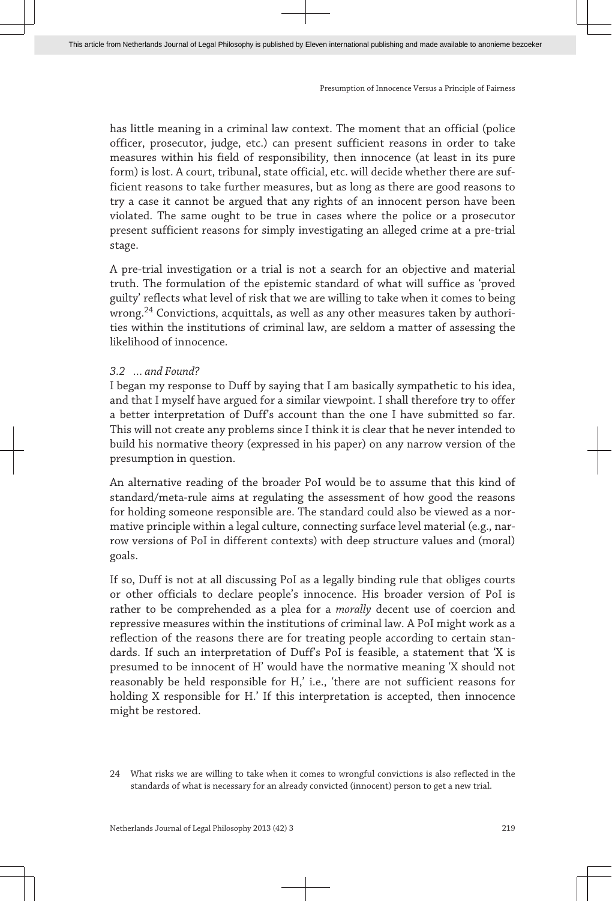has little meaning in a criminal law context. The moment that an official (police officer, prosecutor, judge, etc.) can present sufficient reasons in order to take measures within his field of responsibility, then innocence (at least in its pure form) is lost. A court, tribunal, state official, etc. will decide whether there are sufficient reasons to take further measures, but as long as there are good reasons to try a case it cannot be argued that any rights of an innocent person have been violated. The same ought to be true in cases where the police or a prosecutor present sufficient reasons for simply investigating an alleged crime at a pre-trial stage.

A pre-trial investigation or a trial is not a search for an objective and material truth. The formulation of the epistemic standard of what will suffice as 'proved guilty' reflects what level of risk that we are willing to take when it comes to being wrong.[24] Convictions, acquittals, as well as any other measures taken by authorities within the institutions of criminal law, are seldom a matter of assessing the likelihood of innocence.

### *3.2 … and Found?*

I began my response to Duff by saying that I am basically sympathetic to his idea, and that I myself have argued for a similar viewpoint. I shall therefore try to offer a better interpretation of Duff's account than the one I have submitted so far. This will not create any problems since I think it is clear that he never intended to build his normative theory (expressed in his paper) on any narrow version of the presumption in question.

An alternative reading of the broader PoI would be to assume that this kind of standard/meta-rule aims at regulating the assessment of how good the reasons for holding someone responsible are. The standard could also be viewed as a normative principle within a legal culture, connecting surface level material (e.g., narrow versions of PoI in different contexts) with deep structure values and (moral) goals.

If so, Duff is not at all discussing PoI as a legally binding rule that obliges courts or other officials to declare people's innocence. His broader version of PoI is rather to be comprehended as a plea for a *morally* decent use of coercion and repressive measures within the institutions of criminal law. A PoI might work as a reflection of the reasons there are for treating people according to certain standards. If such an interpretation of Duff's PoI is feasible, a statement that 'X is presumed to be innocent of H' would have the normative meaning 'X should not reasonably be held responsible for H,' i.e., 'there are not sufficient reasons for holding X responsible for H.' If this interpretation is accepted, then innocence might be restored.

24 What risks we are willing to take when it comes to wrongful convictions is also reflected in the standards of what is necessary for an already convicted (innocent) person to get a new trial.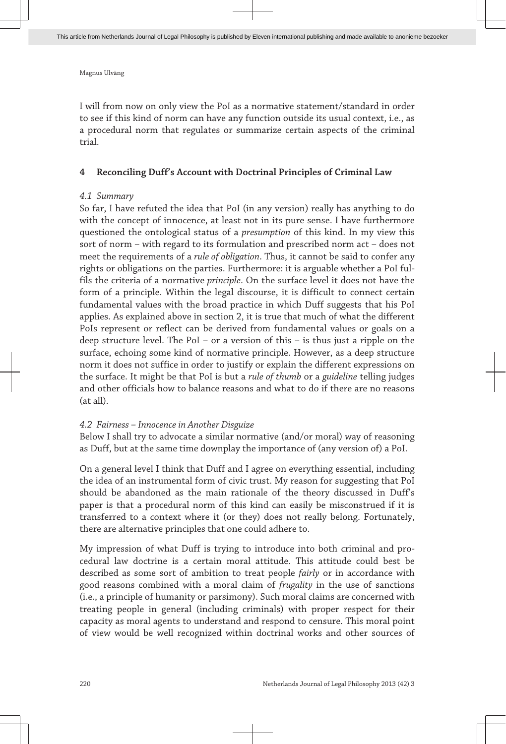I will from now on only view the PoI as a normative statement/standard in order to see if this kind of norm can have any function outside its usual context, i.e., as a procedural norm that regulates or summarize certain aspects of the criminal trial.

## 4 Reconciling Duff's Account with Doctrinal Principles of Criminal Law

### *4.1 Summary*

So far, I have refuted the idea that PoI (in any version) really has anything to do with the concept of innocence, at least not in its pure sense. I have furthermore questioned the ontological status of a *presumption* of this kind. In my view this sort of norm – with regard to its formulation and prescribed norm act – does not meet the requirements of a *rule of obligation*. Thus, it cannot be said to confer any rights or obligations on the parties. Furthermore: it is arguable whether a PoI fulfils the criteria of a normative *principle*. On the surface level it does not have the form of a principle. Within the legal discourse, it is difficult to connect certain fundamental values with the broad practice in which Duff suggests that his PoI applies. As explained above in section 2, it is true that much of what the different PoIs represent or reflect can be derived from fundamental values or goals on a deep structure level. The PoI – or a version of this – is thus just a ripple on the surface, echoing some kind of normative principle. However, as a deep structure norm it does not suffice in order to justify or explain the different expressions on the surface. It might be that PoI is but a *rule of thumb* or a *guideline* telling judges and other officials how to balance reasons and what to do if there are no reasons (at all).

### *4.2 Fairness – Innocence in Another Disguize*

Below I shall try to advocate a similar normative (and/or moral) way of reasoning as Duff, but at the same time downplay the importance of (any version of) a PoI.

On a general level I think that Duff and I agree on everything essential, including the idea of an instrumental form of civic trust. My reason for suggesting that PoI should be abandoned as the main rationale of the theory discussed in Duff's paper is that a procedural norm of this kind can easily be misconstrued if it is transferred to a context where it (or they) does not really belong. Fortunately, there are alternative principles that one could adhere to.

My impression of what Duff is trying to introduce into both criminal and procedural law doctrine is a certain moral attitude. This attitude could best be described as some sort of ambition to treat people *fairly* or in accordance with good reasons combined with a moral claim of *frugality* in the use of sanctions (i.e., a principle of humanity or parsimony). Such moral claims are concerned with treating people in general (including criminals) with proper respect for their capacity as moral agents to understand and respond to censure. This moral point of view would be well recognized within doctrinal works and other sources of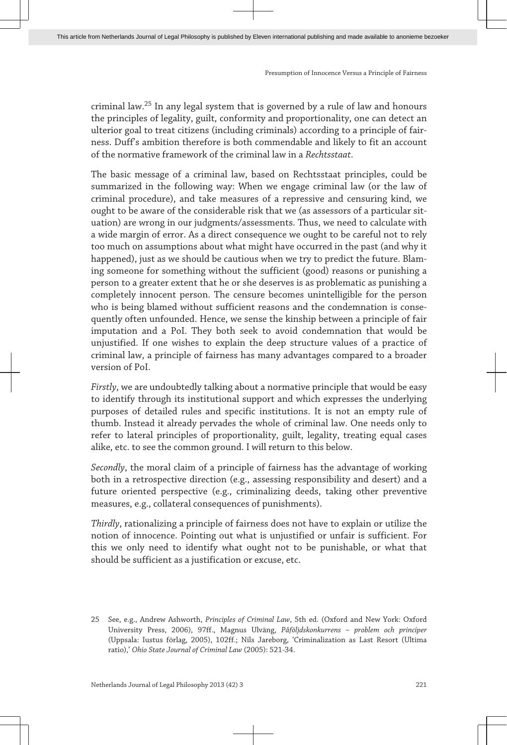criminal law.[25] In any legal system that is governed by a rule of law and honours the principles of legality, guilt, conformity and proportionality, one can detect an ulterior goal to treat citizens (including criminals) according to a principle of fairness. Duff's ambition therefore is both commendable and likely to fit an account of the normative framework of the criminal law in a *Rechtsstaat*.

The basic message of a criminal law, based on Rechtsstaat principles, could be summarized in the following way: When we engage criminal law (or the law of criminal procedure), and take measures of a repressive and censuring kind, we ought to be aware of the considerable risk that we (as assessors of a particular situation) are wrong in our judgments/assessments. Thus, we need to calculate with a wide margin of error. As a direct consequence we ought to be careful not to rely too much on assumptions about what might have occurred in the past (and why it happened), just as we should be cautious when we try to predict the future. Blaming someone for something without the sufficient (good) reasons or punishing a person to a greater extent that he or she deserves is as problematic as punishing a completely innocent person. The censure becomes unintelligible for the person who is being blamed without sufficient reasons and the condemnation is consequently often unfounded. Hence, we sense the kinship between a principle of fair imputation and a PoI. They both seek to avoid condemnation that would be unjustified. If one wishes to explain the deep structure values of a practice of criminal law, a principle of fairness has many advantages compared to a broader version of PoI.

*Firstly*, we are undoubtedly talking about a normative principle that would be easy to identify through its institutional support and which expresses the underlying purposes of detailed rules and specific institutions. It is not an empty rule of thumb. Instead it already pervades the whole of criminal law. One needs only to refer to lateral principles of proportionality, guilt, legality, treating equal cases alike, etc. to see the common ground. I will return to this below.

*Secondly*, the moral claim of a principle of fairness has the advantage of working both in a retrospective direction (e.g., assessing responsibility and desert) and a future oriented perspective (e.g., criminalizing deeds, taking other preventive measures, e.g., collateral consequences of punishments).

*Thirdly*, rationalizing a principle of fairness does not have to explain or utilize the notion of innocence. Pointing out what is unjustified or unfair is sufficient. For this we only need to identify what ought not to be punishable, or what that should be sufficient as a justification or excuse, etc.

25 See, e.g., Andrew Ashworth, *Principles of Criminal Law*, 5th ed. (Oxford and New York: Oxford University Press, 2006), 97ff., Magnus Ulväng, *Påföljdskonkurrens – problem och principer* (Uppsala: Iustus förlag, 2005), 102ff.; Nils Jareborg, 'Criminalization as Last Resort (Ultima ratio),' *Ohio State Journal of Criminal Law* (2005): 521-34.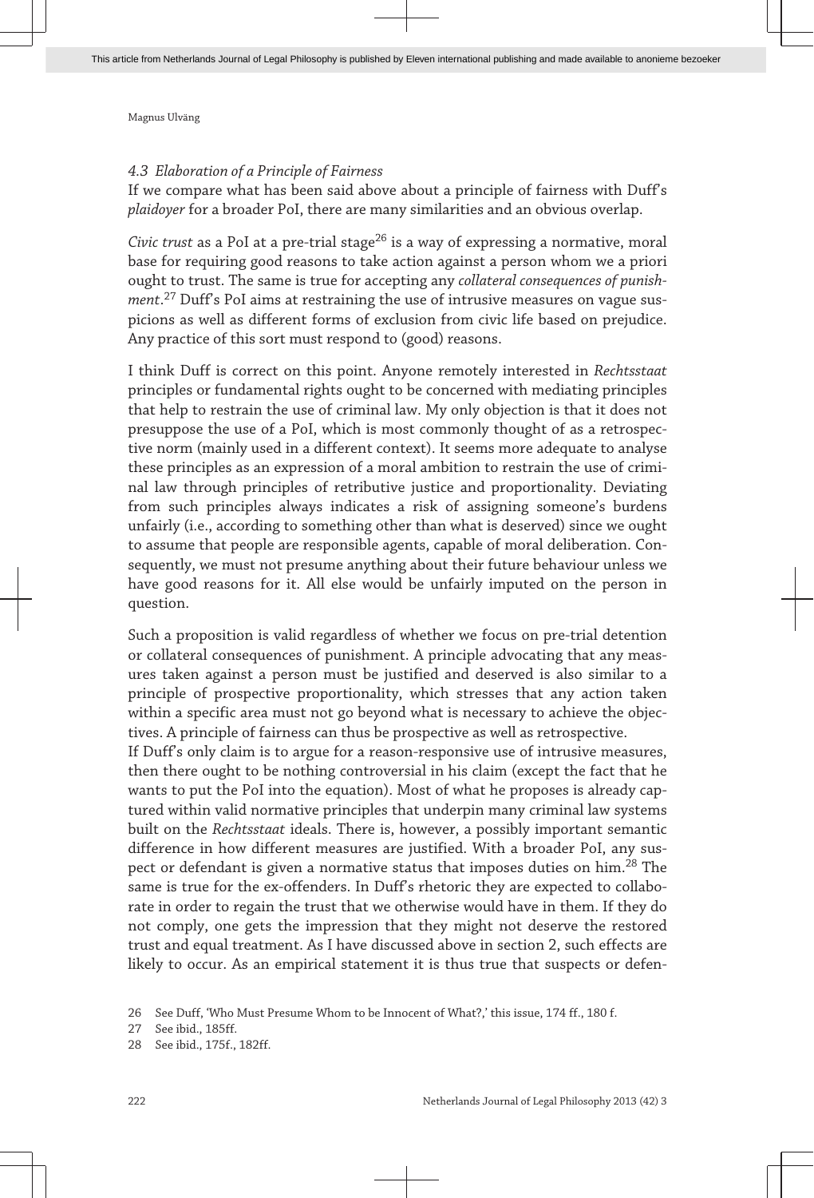### 4.3 Elaboration of a Principle of Fairness

If we compare what has been said above about a principle of fairness with Duff's *plaidoyer* for a broader PoI, there are many similarities and an obvious overlap.

*Civic trust* as a PoI at a pre-trial stage[26] is a way of expressing a normative, moral base for requiring good reasons to take action against a person whom we a priori ought to trust. The same is true for accepting any *collateral consequences of punishment*.[27] Duff's PoI aims at restraining the use of intrusive measures on vague suspicions as well as different forms of exclusion from civic life based on prejudice. Any practice of this sort must respond to (good) reasons.

I think Duff is correct on this point. Anyone remotely interested in *Rechtsstaat* principles or fundamental rights ought to be concerned with mediating principles that help to restrain the use of criminal law. My only objection is that it does not presuppose the use of a PoI, which is most commonly thought of as a retrospective norm (mainly used in a different context). It seems more adequate to analyse these principles as an expression of a moral ambition to restrain the use of criminal law through principles of retributive justice and proportionality. Deviating from such principles always indicates a risk of assigning someone's burdens unfairly (i.e., according to something other than what is deserved) since we ought to assume that people are responsible agents, capable of moral deliberation. Consequently, we must not presume anything about their future behaviour unless we have good reasons for it. All else would be unfairly imputed on the person in question.

Such a proposition is valid regardless of whether we focus on pre-trial detention or collateral consequences of punishment. A principle advocating that any measures taken against a person must be justified and deserved is also similar to a principle of prospective proportionality, which stresses that any action taken within a specific area must not go beyond what is necessary to achieve the objectives. A principle of fairness can thus be prospective as well as retrospective.

If Duff's only claim is to argue for a reason-responsive use of intrusive measures, then there ought to be nothing controversial in his claim (except the fact that he wants to put the PoI into the equation). Most of what he proposes is already captured within valid normative principles that underpin many criminal law systems built on the *Rechtsstaat* ideals. There is, however, a possibly important semantic difference in how different measures are justified. With a broader PoI, any suspect or defendant is given a normative status that imposes duties on him.[28] The same is true for the ex-offenders. In Duff's rhetoric they are expected to collaborate in order to regain the trust that we otherwise would have in them. If they do not comply, one gets the impression that they might not deserve the restored trust and equal treatment. As I have discussed above in section 2, such effects are likely to occur. As an empirical statement it is thus true that suspects or defen-

26 See Duff, 'Who Must Presume Whom to be Innocent of What?,' this issue, 174 ff., 180 f.

27 See ibid., 185ff.

28 See ibid., 175f., 182ff.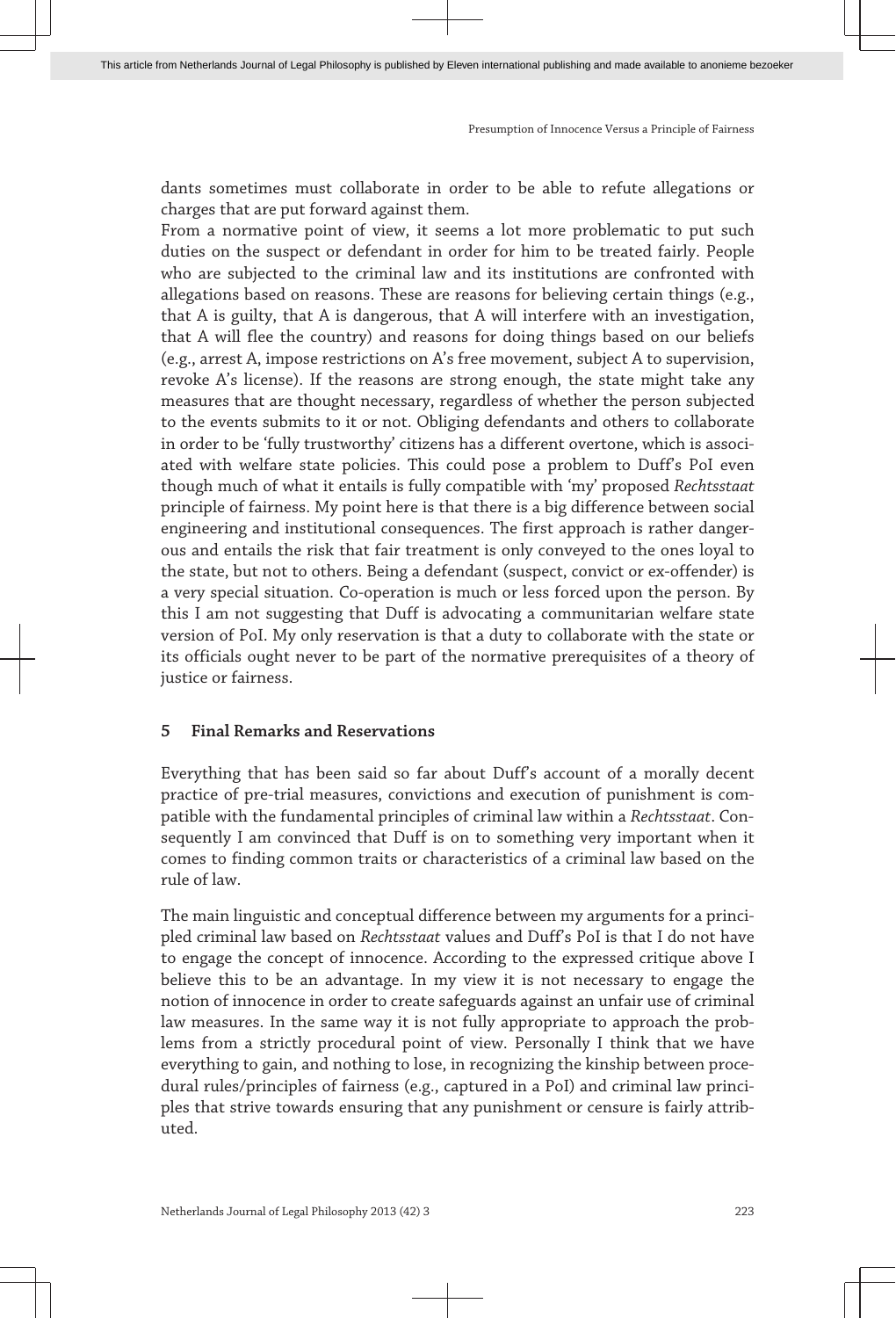dants sometimes must collaborate in order to be able to refute allegations or charges that are put forward against them.

From a normative point of view, it seems a lot more problematic to put such duties on the suspect or defendant in order for him to be treated fairly. People who are subjected to the criminal law and its institutions are confronted with allegations based on reasons. These are reasons for believing certain things (e.g., that A is guilty, that A is dangerous, that A will interfere with an investigation, that A will flee the country) and reasons for doing things based on our beliefs (e.g., arrest A, impose restrictions on A's free movement, subject A to supervision, revoke A's license). If the reasons are strong enough, the state might take any measures that are thought necessary, regardless of whether the person subjected to the events submits to it or not. Obliging defendants and others to collaborate in order to be 'fully trustworthy' citizens has a different overtone, which is associated with welfare state policies. This could pose a problem to Duff's PoI even though much of what it entails is fully compatible with 'my' proposed *Rechtsstaat* principle of fairness. My point here is that there is a big difference between social engineering and institutional consequences. The first approach is rather dangerous and entails the risk that fair treatment is only conveyed to the ones loyal to the state, but not to others. Being a defendant (suspect, convict or ex-offender) is a very special situation. Co-operation is much or less forced upon the person. By this I am not suggesting that Duff is advocating a communitarian welfare state version of PoI. My only reservation is that a duty to collaborate with the state or its officials ought never to be part of the normative prerequisites of a theory of justice or fairness.

## 5 Final Remarks and Reservations

Everything that has been said so far about Duff's account of a morally decent practice of pre-trial measures, convictions and execution of punishment is compatible with the fundamental principles of criminal law within a *Rechtsstaat*. Consequently I am convinced that Duff is on to something very important when it comes to finding common traits or characteristics of a criminal law based on the rule of law.

The main linguistic and conceptual difference between my arguments for a principled criminal law based on *Rechtsstaat* values and Duff's PoI is that I do not have to engage the concept of innocence. According to the expressed critique above I believe this to be an advantage. In my view it is not necessary to engage the notion of innocence in order to create safeguards against an unfair use of criminal law measures. In the same way it is not fully appropriate to approach the problems from a strictly procedural point of view. Personally I think that we have everything to gain, and nothing to lose, in recognizing the kinship between procedural rules/principles of fairness (e.g., captured in a PoI) and criminal law principles that strive towards ensuring that any punishment or censure is fairly attributed.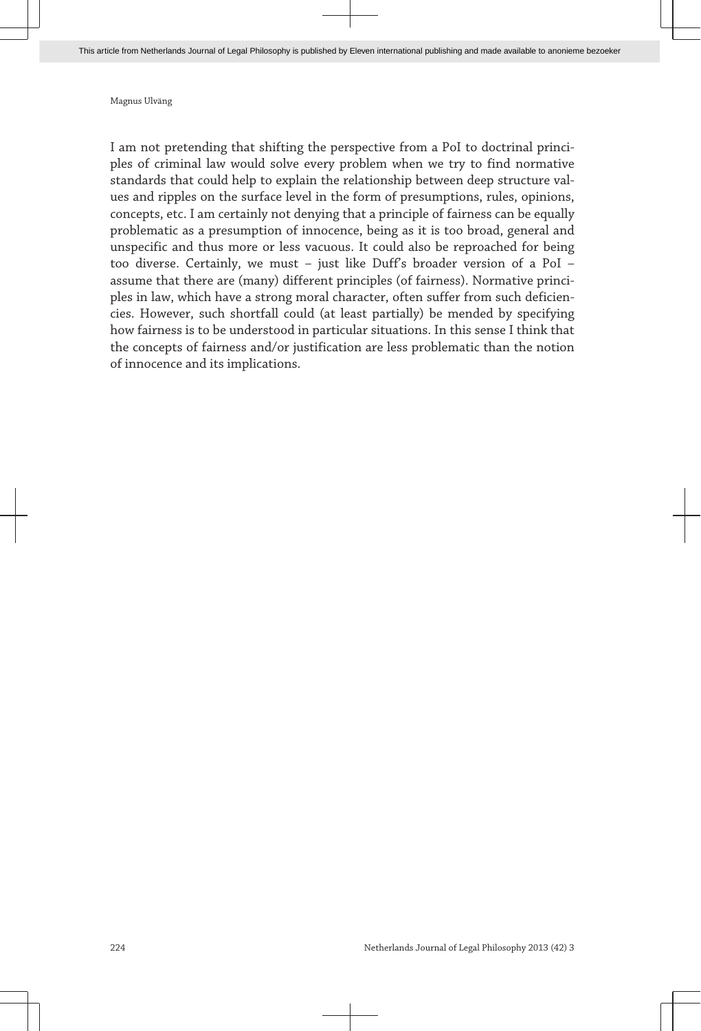I am not pretending that shifting the perspective from a PoI to doctrinal principles of criminal law would solve every problem when we try to find normative standards that could help to explain the relationship between deep structure values and ripples on the surface level in the form of presumptions, rules, opinions, concepts, etc. I am certainly not denying that a principle of fairness can be equally problematic as a presumption of innocence, being as it is too broad, general and unspecific and thus more or less vacuous. It could also be reproached for being too diverse. Certainly, we must – just like Duff's broader version of a PoI – assume that there are (many) different principles (of fairness). Normative principles in law, which have a strong moral character, often suffer from such deficiencies. However, such shortfall could (at least partially) be mended by specifying how fairness is to be understood in particular situations. In this sense I think that the concepts of fairness and/or justification are less problematic than the notion of innocence and its implications.